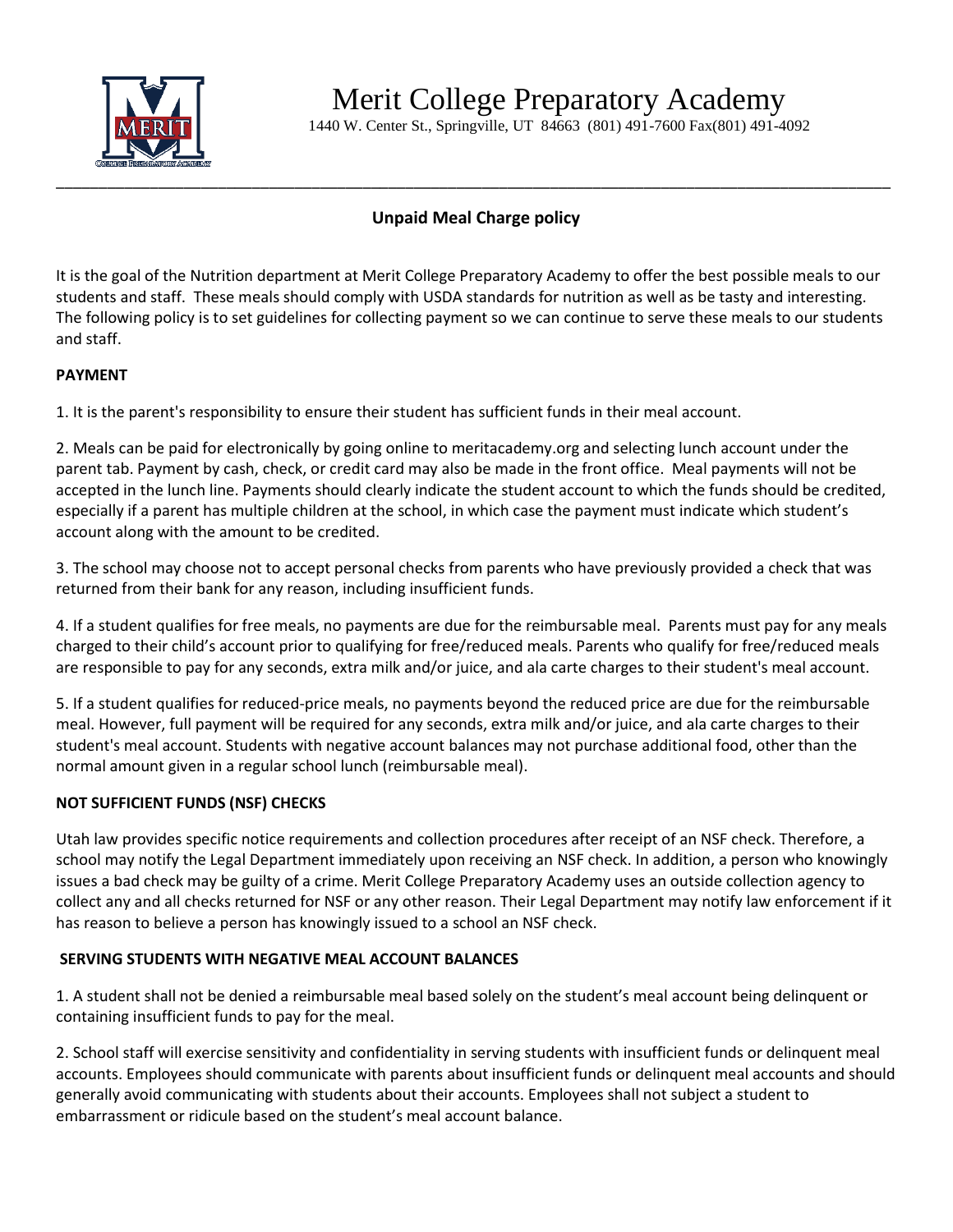# Merit College Preparatory Academy

1440 W. Center St., Springville, UT 84663 (801) 491-7600 Fax(801) 491-4092

## Unpaid Meal Charge policy

It is the goal of the Nutrition department at Merit College Preparatory Academy to offer the best possible meals to our students and staff. These meals should comply with USDA standards for nutrition as well as be tasty and interesting. The following policy is to set guidelines for collecting payment so we can continue to serve these meals to our students and staff.

### PAYMENT

1. It is the parent's responsibility to ensure their student has sufficient funds in their meal account.

2. Meals can be paid for electronically by going online to meritacademy.org and selecting lunch account under the parent tab. Payment by cash, check, or credit card may also be made in the front office. Meal payments will not be accepted in the lunch line. Payments should clearly indicate the student account to which the funds should be credited, especially if a parent has multiple children at the school, in which case the payment must indicate which student's account along with the amount to be credited.

3. The school may choose not to accept personal checks from parents who have previously provided a check that was returned from their bank for any reason, including insufficient funds.

4. If a student qualifies for free meals, no payments are due for the reimbursable meal. Parents must pay for any meals charged to their child's account prior to qualifying for free/reduced meals. Parents who qualify for free/reduced meals are responsible to pay for any seconds, extra milk and/or juice, and ala carte charges to their student's meal account.

5. If a student qualifies for reduced-price meals, no payments beyond the reduced price are due for the reimbursable meal. However, full payment will be required for any seconds, extra milk and/or juice, and ala carte charges to their student's meal account. Students with negative account balances may not purchase additional food, other than the normal amount given in a regular school lunch (reimbursable meal).

### NOT SUFFICIENT FUNDS (NSF) CHECKS

Utah law provides specific notice requirements and collection procedures after receipt of an NSF check. Therefore, a school may notify the Legal Department immediately upon receiving an NSF check. In addition, a person who knowingly issues a bad check may be guilty of a crime. Merit College Preparatory Academy uses an outside collection agency to collect any and all checks returned for NSF or any other reason. Their Legal Department may notify law enforcement if it has reason to believe a person has knowingly issued to a school an NSF check.

### SERVING STUDENTS WITH NEGATIVE MEAL ACCOUNT BALANCES

1. A student shall not be denied a reimbursable meal based solely on the student's meal account being delinquent or containing insufficient funds to pay for the meal.

2. School staff will exercise sensitivity and confidentiality in serving students with insufficient funds or delinquent meal accounts. Employees should communicate with parents about insufficient funds or delinquent meal accounts and should generally avoid communicating with students about their accounts. Employees shall not subject a student to embarrassment or ridicule based on the student's meal account balance.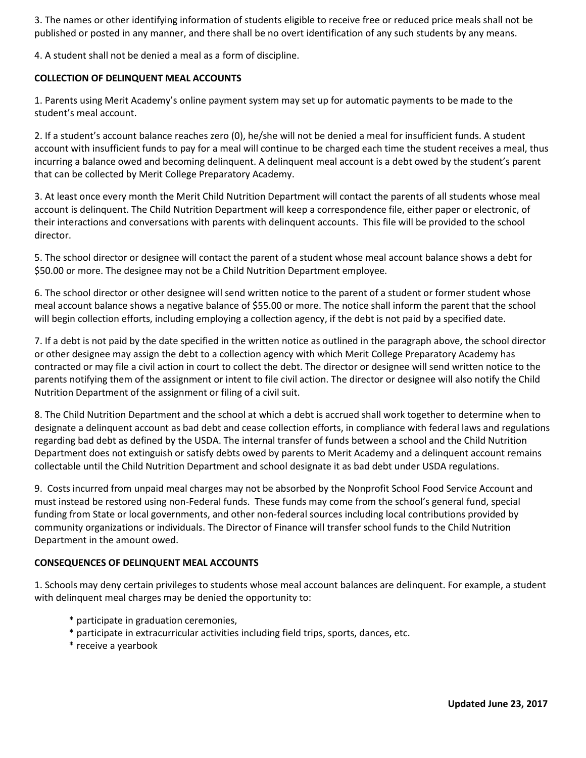3. The names or other identifying information of students eligible to receive free or reduced price meals shall not be published or posted in any manner, and there shall be no overt identification of any such students by any means.

4. A student shall not be denied a meal as a form of discipline.

**COLLECTION OF DELINQUENT MEAL ACCOUNTS**

1. Parents using Merit Academy's online payment system may set up for automatic payments to be made to the student's meal account.

2. If a student's account balance reaches zero (0), he/she will not be denied a meal for insufficient funds. A student account with insufficient funds to pay for a meal will continue to be charged each time the student receives a meal, thus incurring a balance owed and becoming delinquent. A delinquent meal account is a debt owed by the student's parent that can be collected by Merit College Preparatory Academy.

3. At least once every month the Merit Child Nutrition Department will contact the parents of all students whose meal account is delinquent. The Child Nutrition Department will keep a correspondence file, either paper or electronic, of their interactions and conversations with parents with delinquent accounts. This file will be provided to the school director.

5. The school director or designee will contact the parent of a student whose meal account balance shows a debt for $50.00 or more. The designee may not be a Child Nutrition Department employee.

6. The school director or other designee will send written notice to the parent of a student or former student whose meal account balance shows a negative balance of $55.00 or more. The notice shall inform the parent that the school will begin collection efforts, including employing a collection agency, if the debt is not paid by a specified date.

7. If a debt is not paid by the date specified in the written notice as outlined in the paragraph above, the school director or other designee may assign the debt to a collection agency with which Merit College Preparatory Academy has contracted or may file a civil action in court to collect the debt. The director or designee will send written notice to the parents notifying them of the assignment or intent to file civil action. The director or designee will also notify the Child Nutrition Department of the assignment or filing of a civil suit.

8. The Child Nutrition Department and the school at which a debt is accrued shall work together to determine when to designate a delinquent account as bad debt and cease collection efforts, in compliance with federal laws and regulations regarding bad debt as defined by the USDA. The internal transfer of funds between a school and the Child Nutrition Department does not extinguish or satisfy debts owed by parents to Merit Academy and a delinquent account remains collectable until the Child Nutrition Department and school designate it as bad debt under USDA regulations.

9. Costs incurred from unpaid meal charges may not be absorbed by the Nonprofit School Food Service Account and must instead be restored using non-Federal funds. These funds may come from the school's general fund, special funding from State or local governments, and other non-federal sources including local contributions provided by community organizations or individuals. The Director of Finance will transfer school funds to the Child Nutrition Department in the amount owed.

**CONSEQUENCES OF DELINQUENT MEAL ACCOUNTS**

1. Schools may deny certain privileges to students whose meal account balances are delinquent. For example, a student with delinquent meal charges may be denied the opportunity to:

* participate in graduation ceremonies,
* participate in extracurricular activities including field trips, sports, dances, etc.
* receive a yearbook

**Updated June 23, 2017**